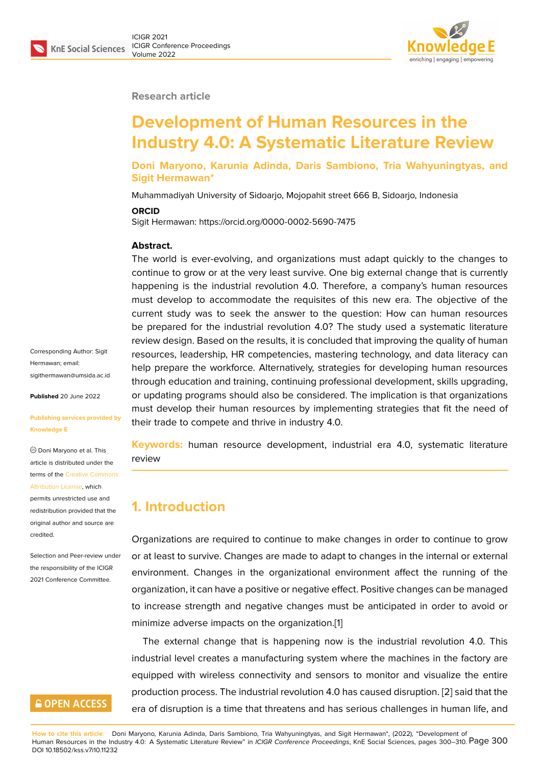Research article

# Development of Human Resources in the Industry 4.0: A Systematic Literature Review

**Doni Maryono, Karunia Adinda, Daris Sambiono, Tria Wahyuningtyas, and Sigit Hermawan***

Muhammadiyah University of Sidoarjo, Mojopahit street 666 B, Sidoarjo, Indonesia

**ORCID**

Sigit Hermawan: https://orcid.org/0000-0002-5690-7475

**Abstract.**

The world is ever-evolving, and organizations must adapt quickly to the changes to continue to grow or at the very least survive. One big external change that is currently happening is the industrial revolution 4.0. Therefore, a company's human resources must develop to accommodate the requisites of this new era. The objective of the current study was to seek the answer to the question: How can human resources be prepared for the industrial revolution 4.0? The study used a systematic literature review design. Based on the results, it is concluded that improving the quality of human resources, leadership, HR competencies, mastering technology, and data literacy can help prepare the workforce. Alternatively, strategies for developing human resources through education and training, continuing professional development, skills upgrading, or updating programs should also be considered. The implication is that organizations must develop their human resources by implementing strategies that fit the need of their trade to compete and thrive in industry 4.0.

**Keywords:** human resource development, industrial era 4.0, systematic literature review

Corresponding Author: Sigit Hermawan; email: sigithermawan@umsida.ac.id

**Published** 20 June 2022

**Publishing services provided by Knowledge E**

© Doni Maryono et al. This article is distributed under the terms of the Creative Commons Attribution License, which permits unrestricted use and redistribution provided that the original author and source are credited.

Selection and Peer-review under the responsibility of the ICIGR 2021 Conference Committee.

## 1. Introduction

Organizations are required to continue to make changes in order to continue to grow or at least to survive. Changes are made to adapt to changes in the internal or external environment. Changes in the organizational environment affect the running of the organization, it can have a positive or negative effect. Positive changes can be managed to increase strength and negative changes must be anticipated in order to avoid or minimize adverse impacts on the organization.[1]

The external change that is happening now is the industrial revolution 4.0. This industrial level creates a manufacturing system where the machines in the factory are equipped with wireless connectivity and sensors to monitor and visualize the entire production process. The industrial revolution 4.0 has caused disruption. [2] said that the era of disruption is a time that threatens and has serious challenges in human life, and

**How to cite this article**: Doni Maryono, Karunia Adinda, Daris Sambiono, Tria Wahyuningtyas, and Sigit Hermawan*, (2022), "Development of Human Resources in the Industry 4.0: A Systematic Literature Review" in *ICIGR Conference Proceedings*, KnE Social Sciences, pages 300–310. DOI 10.18502/kss.v7i10.11232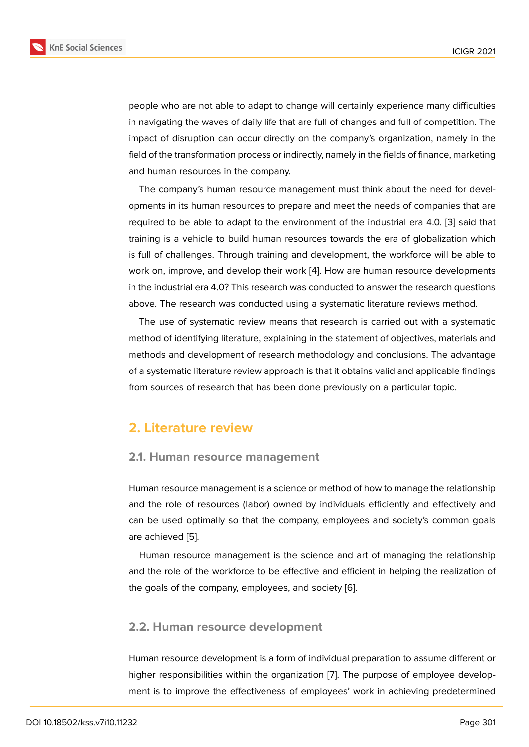people who are not able to adapt to change will certainly experience many difficulties in navigating the waves of daily life that are full of changes and full of competition. The impact of disruption can occur directly on the company's organization, namely in the field of the transformation process or indirectly, namely in the fields of finance, marketing and human resources in the company.

The company's human resource management must think about the need for developments in its human resources to prepare and meet the needs of companies that are required to be able to adapt to the environment of the industrial era 4.0. [3] said that training is a vehicle to build human resources towards the era of globalization which is full of challenges. Through training and development, the workforce will be able to work on, improve, and develop their work [4]. How are human resource developments in the industrial era 4.0? This research was conducted to answer the research questions above. The research was conducted using a systematic literature reviews method.

The use of systematic review means that research is carried out with a systematic method of identifying literature, explaining in the statement of objectives, materials and methods and development of research methodology and conclusions. The advantage of a systematic literature review approach is that it obtains valid and applicable findings from sources of research that has been done previously on a particular topic.

## 2. Literature review

### 2.1. Human resource management

Human resource management is a science or method of how to manage the relationship and the role of resources (labor) owned by individuals efficiently and effectively and can be used optimally so that the company, employees and society's common goals are achieved [5].

Human resource management is the science and art of managing the relationship and the role of the workforce to be effective and efficient in helping the realization of the goals of the company, employees, and society [6].

### 2.2. Human resource development

Human resource development is a form of individual preparation to assume different or higher responsibilities within the organization [7]. The purpose of employee development is to improve the effectiveness of employees' work in achieving predetermined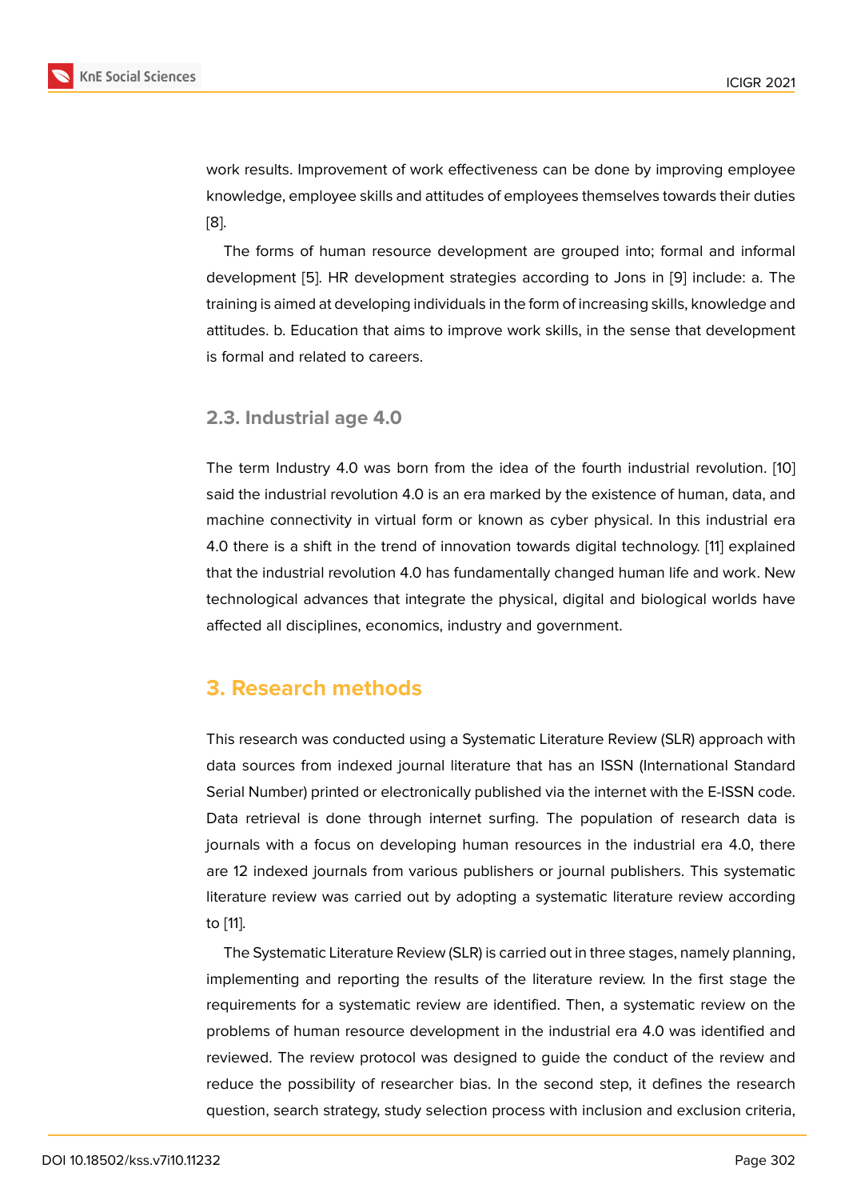work results. Improvement of work effectiveness can be done by improving employee knowledge, employee skills and attitudes of employees themselves towards their duties [8].

The forms of human resource development are grouped into; formal and informal development [5]. HR development strategies according to Jons in [9] include: a. The training is aimed at developing individuals in the form of increasing skills, knowledge and attitudes. b. Education that aims to improve work skills, in the sense that development is formal and related to careers.

### 2.3. Industrial age 4.0

The term Industry 4.0 was born from the idea of the fourth industrial revolution. [10] said the industrial revolution 4.0 is an era marked by the existence of human, data, and machine connectivity in virtual form or known as cyber physical. In this industrial era 4.0 there is a shift in the trend of innovation towards digital technology. [11] explained that the industrial revolution 4.0 has fundamentally changed human life and work. New technological advances that integrate the physical, digital and biological worlds have affected all disciplines, economics, industry and government.

## 3. Research methods

This research was conducted using a Systematic Literature Review (SLR) approach with data sources from indexed journal literature that has an ISSN (International Standard Serial Number) printed or electronically published via the internet with the E-ISSN code. Data retrieval is done through internet surfing. The population of research data is journals with a focus on developing human resources in the industrial era 4.0, there are 12 indexed journals from various publishers or journal publishers. This systematic literature review was carried out by adopting a systematic literature review according to [11].

The Systematic Literature Review (SLR) is carried out in three stages, namely planning, implementing and reporting the results of the literature review. In the first stage the requirements for a systematic review are identified. Then, a systematic review on the problems of human resource development in the industrial era 4.0 was identified and reviewed. The review protocol was designed to guide the conduct of the review and reduce the possibility of researcher bias. In the second step, it defines the research question, search strategy, study selection process with inclusion and exclusion criteria,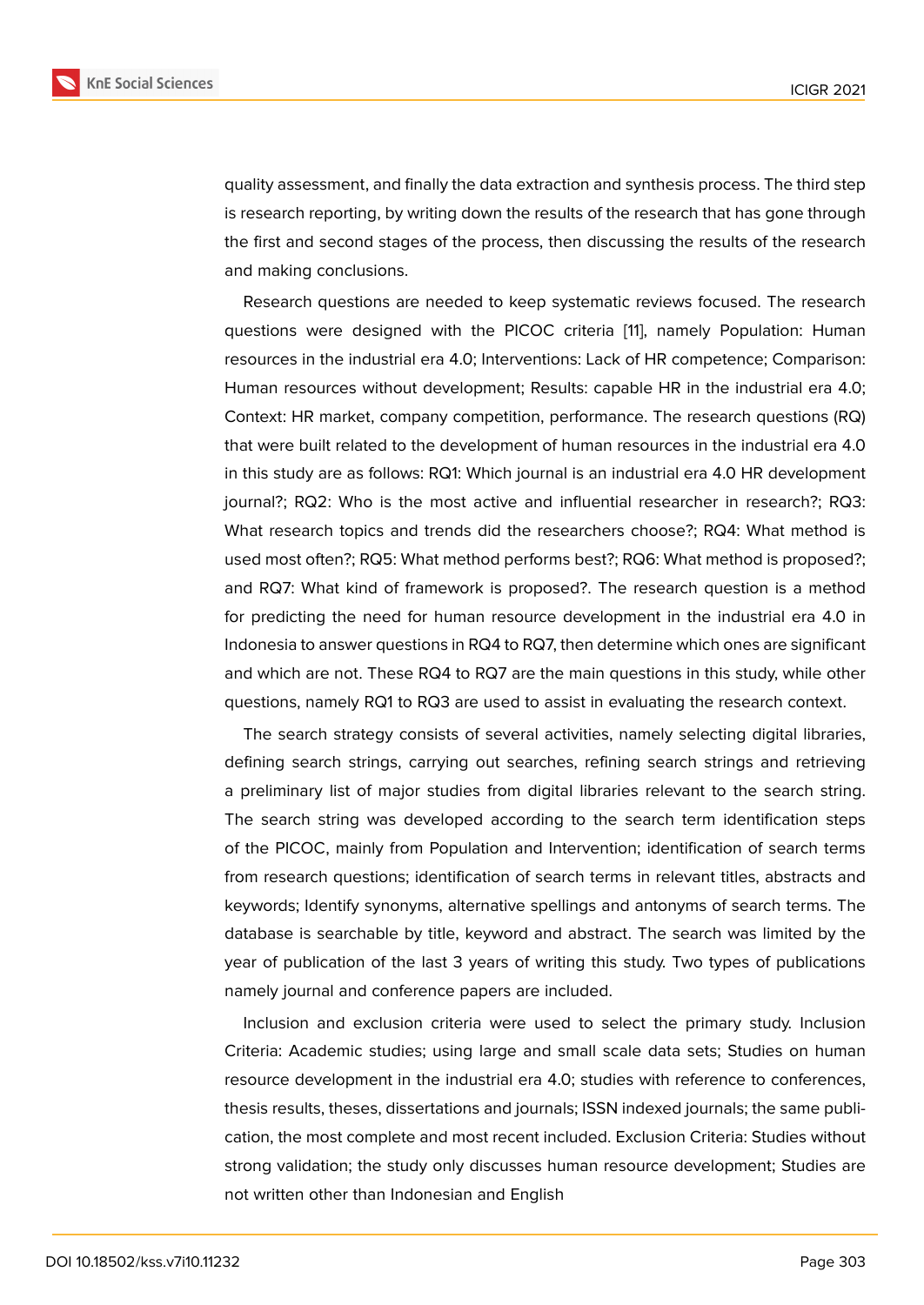quality assessment, and finally the data extraction and synthesis process. The third step is research reporting, by writing down the results of the research that has gone through the first and second stages of the process, then discussing the results of the research and making conclusions.

Research questions are needed to keep systematic reviews focused. The research questions were designed with the PICOC criteria [11], namely Population: Human resources in the industrial era 4.0; Interventions: Lack of HR competence; Comparison: Human resources without development; Results: capable HR in the industrial era 4.0; Context: HR market, company competition, performance. The research questions (RQ) that were built related to the development of human resources in the industrial era 4.0 in this study are as follows: RQ1: Which journal is an industrial era 4.0 HR development journal?; RQ2: Who is the most active and influential researcher in research?; RQ3: What research topics and trends did the researchers choose?; RQ4: What method is used most often?; RQ5: What method performs best?; RQ6: What method is proposed?; and RQ7: What kind of framework is proposed?. The research question is a method for predicting the need for human resource development in the industrial era 4.0 in Indonesia to answer questions in RQ4 to RQ7, then determine which ones are significant and which are not. These RQ4 to RQ7 are the main questions in this study, while other questions, namely RQ1 to RQ3 are used to assist in evaluating the research context.

The search strategy consists of several activities, namely selecting digital libraries, defining search strings, carrying out searches, refining search strings and retrieving a preliminary list of major studies from digital libraries relevant to the search string. The search string was developed according to the search term identification steps of the PICOC, mainly from Population and Intervention; identification of search terms from research questions; identification of search terms in relevant titles, abstracts and keywords; Identify synonyms, alternative spellings and antonyms of search terms. The database is searchable by title, keyword and abstract. The search was limited by the year of publication of the last 3 years of writing this study. Two types of publications namely journal and conference papers are included.

Inclusion and exclusion criteria were used to select the primary study. Inclusion Criteria: Academic studies; using large and small scale data sets; Studies on human resource development in the industrial era 4.0; studies with reference to conferences, thesis results, theses, dissertations and journals; ISSN indexed journals; the same publication, the most complete and most recent included. Exclusion Criteria: Studies without strong validation; the study only discusses human resource development; Studies are not written other than Indonesian and English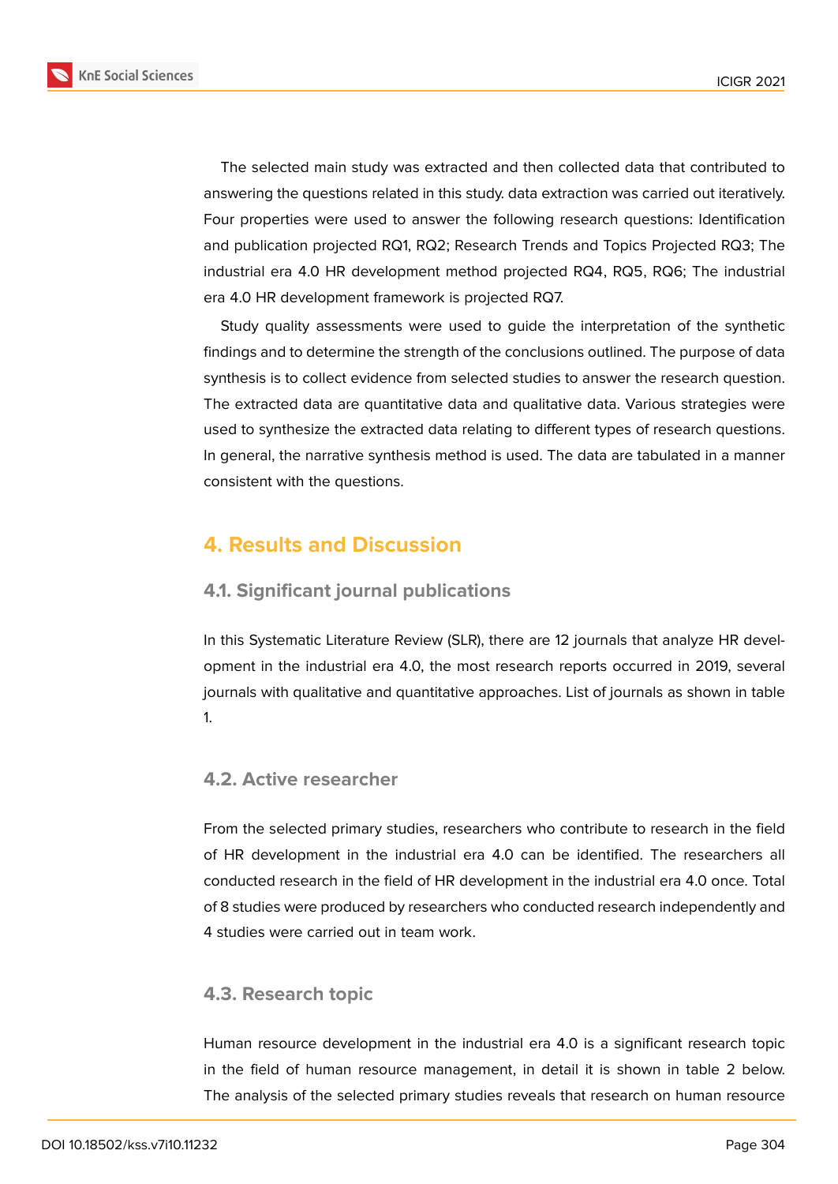The selected main study was extracted and then collected data that contributed to answering the questions related in this study. data extraction was carried out iteratively. Four properties were used to answer the following research questions: Identification and publication projected RQ1, RQ2; Research Trends and Topics Projected RQ3; The industrial era 4.0 HR development method projected RQ4, RQ5, RQ6; The industrial era 4.0 HR development framework is projected RQ7.

Study quality assessments were used to guide the interpretation of the synthetic findings and to determine the strength of the conclusions outlined. The purpose of data synthesis is to collect evidence from selected studies to answer the research question. The extracted data are quantitative data and qualitative data. Various strategies were used to synthesize the extracted data relating to different types of research questions. In general, the narrative synthesis method is used. The data are tabulated in a manner consistent with the questions.

# 4. Results and Discussion

## 4.1. Significant journal publications

In this Systematic Literature Review (SLR), there are 12 journals that analyze HR development in the industrial era 4.0, the most research reports occurred in 2019, several journals with qualitative and quantitative approaches. List of journals as shown in table 1.

## 4.2. Active researcher

From the selected primary studies, researchers who contribute to research in the field of HR development in the industrial era 4.0 can be identified. The researchers all conducted research in the field of HR development in the industrial era 4.0 once. Total of 8 studies were produced by researchers who conducted research independently and 4 studies were carried out in team work.

## 4.3. Research topic

Human resource development in the industrial era 4.0 is a significant research topic in the field of human resource management, in detail it is shown in table 2 below. The analysis of the selected primary studies reveals that research on human resource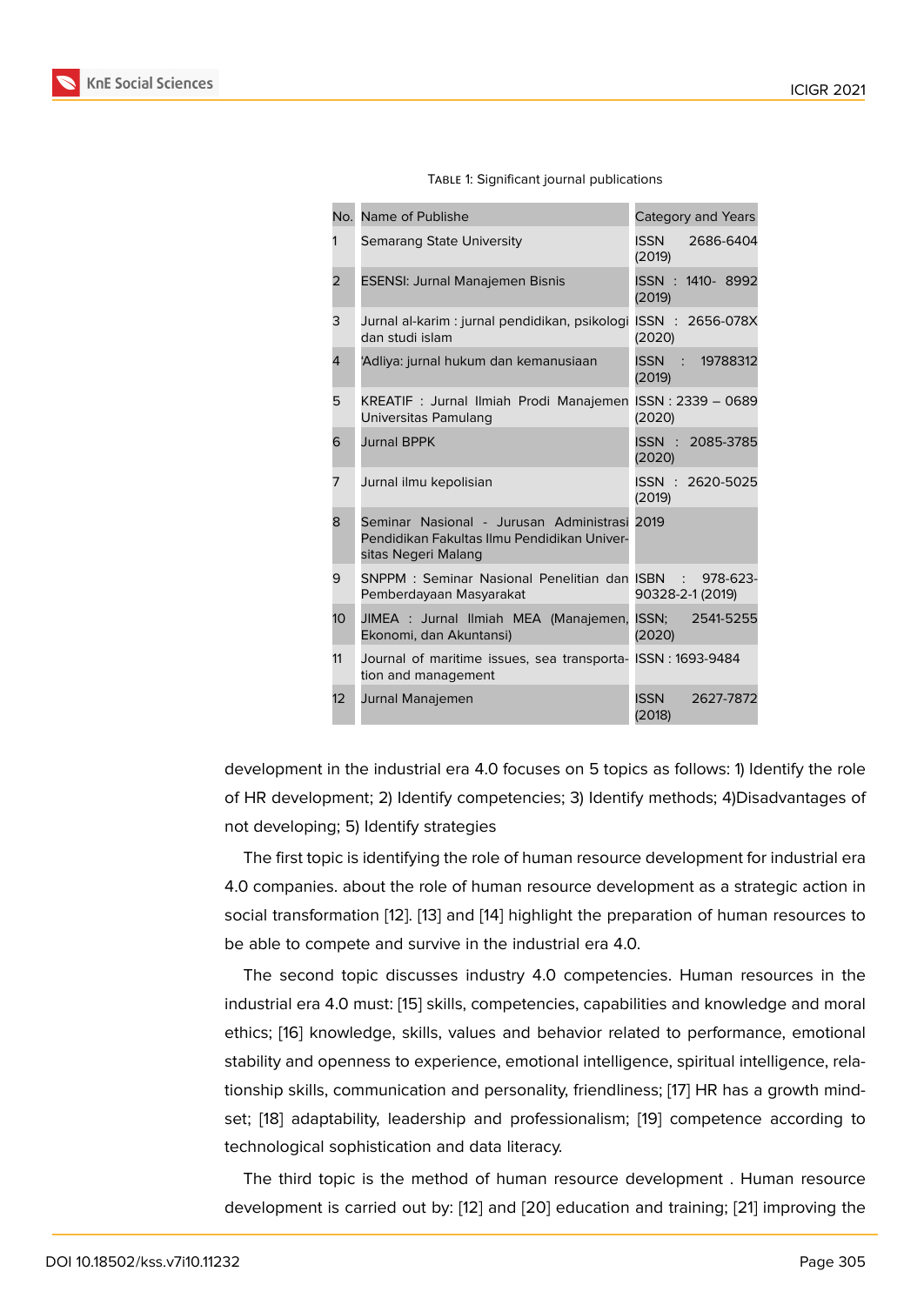Table 1: Significant journal publications

| No. | Name of Publishe | Category and Years |
|---|---|---|
| 1 | Semarang State University | ISSN 2686-6404 (2019) |
| 2 | ESENSI: Jurnal Manajemen Bisnis | ISSN : 1410- 8992 (2019) |
| 3 | Jurnal al-karim : jurnal pendidikan, psikologi dan studi islam | ISSN : 2656-078X (2020) |
| 4 | 'Adliya: jurnal hukum dan kemanusiaan | ISSN : 19788312 (2019) |
| 5 | KREATIF : Jurnal Ilmiah Prodi Manajemen Universitas Pamulang | ISSN : 2339 – 0689 (2020) |
| 6 | Jurnal BPPK | ISSN : 2085-3785 (2020) |
| 7 | Jurnal ilmu kepolisian | ISSN : 2620-5025 (2019) |
| 8 | Seminar Nasional - Jurusan Administrasi Pendidikan Fakultas Ilmu Pendidikan Universitas Negeri Malang | 2019 |
| 9 | SNPPM : Seminar Nasional Penelitian dan Pemberdayaan Masyarakat | ISBN : 978-623-90328-2-1 (2019) |
| 10 | JIMEA : Jurnal Ilmiah MEA (Manajemen, Ekonomi, dan Akuntansi) | ISSN; 2541-5255 (2020) |
| 11 | Journal of maritime issues, sea transportation and management | ISSN : 1693-9484 |
| 12 | Jurnal Manajemen | ISSN 2627-7872 (2018) |

development in the industrial era 4.0 focuses on 5 topics as follows: 1) Identify the role of HR development; 2) Identify competencies; 3) Identify methods; 4)Disadvantages of not developing; 5) Identify strategies

The first topic is identifying the role of human resource development for industrial era 4.0 companies. about the role of human resource development as a strategic action in social transformation [12]. [13] and [14] highlight the preparation of human resources to be able to compete and survive in the industrial era 4.0.

The second topic discusses industry 4.0 competencies. Human resources in the industrial era 4.0 must: [15] skills, competencies, capabilities and knowledge and moral ethics; [16] knowledge, skills, values and behavior related to performance, emotional stability and openness to experience, emotional intelligence, spiritual intelligence, relationship skills, communication and personality, friendliness; [17] HR has a growth mindset; [18] adaptability, leadership and professionalism; [19] competence according to technological sophistication and data literacy.

The third topic is the method of human resource development . Human resource development is carried out by: [12] and [20] education and training; [21] improving the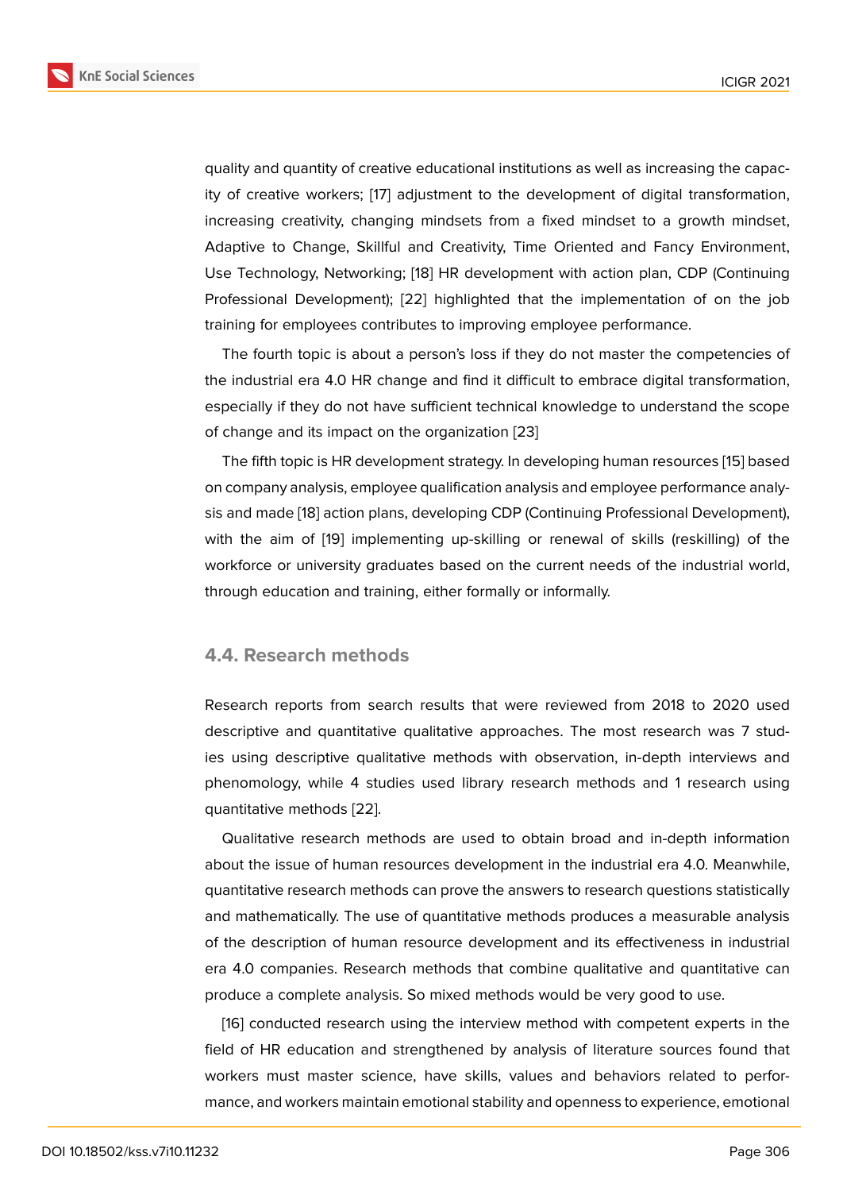quality and quantity of creative educational institutions as well as increasing the capacity of creative workers; [17] adjustment to the development of digital transformation, increasing creativity, changing mindsets from a fixed mindset to a growth mindset, Adaptive to Change, Skillful and Creativity, Time Oriented and Fancy Environment, Use Technology, Networking; [18] HR development with action plan, CDP (Continuing Professional Development); [22] highlighted that the implementation of on the job training for employees contributes to improving employee performance.

The fourth topic is about a person's loss if they do not master the competencies of the industrial era 4.0 HR change and find it difficult to embrace digital transformation, especially if they do not have sufficient technical knowledge to understand the scope of change and its impact on the organization [23]

The fifth topic is HR development strategy. In developing human resources [15] based on company analysis, employee qualification analysis and employee performance analysis and made [18] action plans, developing CDP (Continuing Professional Development), with the aim of [19] implementing up-skilling or renewal of skills (reskilling) of the workforce or university graduates based on the current needs of the industrial world, through education and training, either formally or informally.

### 4.4. Research methods

Research reports from search results that were reviewed from 2018 to 2020 used descriptive and quantitative qualitative approaches. The most research was 7 studies using descriptive qualitative methods with observation, in-depth interviews and phenomology, while 4 studies used library research methods and 1 research using quantitative methods [22].

Qualitative research methods are used to obtain broad and in-depth information about the issue of human resources development in the industrial era 4.0. Meanwhile, quantitative research methods can prove the answers to research questions statistically and mathematically. The use of quantitative methods produces a measurable analysis of the description of human resource development and its effectiveness in industrial era 4.0 companies. Research methods that combine qualitative and quantitative can produce a complete analysis. So mixed methods would be very good to use.

[16] conducted research using the interview method with competent experts in the field of HR education and strengthened by analysis of literature sources found that workers must master science, have skills, values and behaviors related to performance, and workers maintain emotional stability and openness to experience, emotional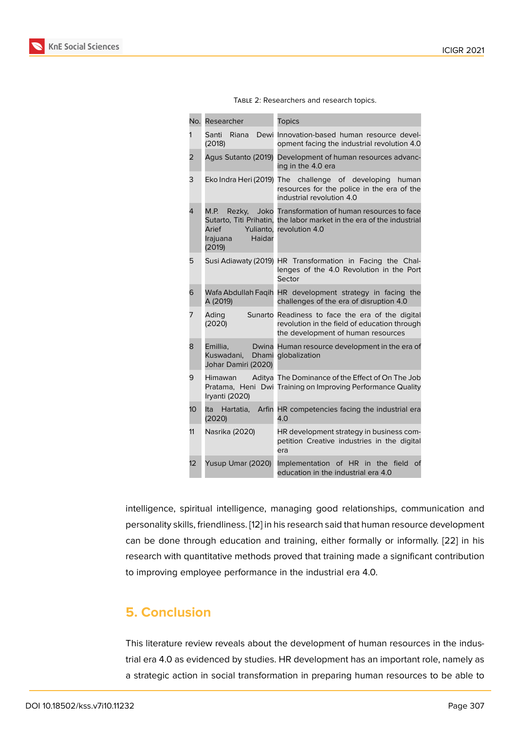Table 2: Researchers and research topics.

| No. | Researcher | Topics |
|---|---|---|
| 1 | Santi Riana Dewi (2018) | Innovation-based human resource development facing the industrial revolution 4.0 |
| 2 | Agus Sutanto (2019) | Development of human resources advancing in the 4.0 era |
| 3 | Eko Indra Heri (2019) | The challenge of developing human resources for the police in the era of the industrial revolution 4.0 |
| 4 | M.P. Rezky, Joko Sutarto, Titi Prihatin, Arief Yulianto, Irajuana Haidar (2019) | Transformation of human resources to face the labor market in the era of the industrial revolution 4.0 |
| 5 | Susi Adiawaty (2019) | HR Transformation in Facing the Challenges of the 4.0 Revolution in the Port Sector |
| 6 | Wafa Abdullah Faqih A (2019) | HR development strategy in facing the challenges of the era of disruption 4.0 |
| 7 | Ading Sunarto (2020) | Readiness to face the era of the digital revolution in the field of education through the development of human resources |
| 8 | Emillia, Dwina Kuswadani, Dhami Johar Damiri (2020) | Human resource development in the era of globalization |
| 9 | Himawan Aditya Pratama, Heni Dwi Iryanti (2020) | The Dominance of the Effect of On The Job Training on Improving Performance Quality |
| 10 | Ita Hartatia, Arfin (2020) | HR competencies facing the industrial era 4.0 |
| 11 | Nasrika (2020) | HR development strategy in business competition Creative industries in the digital era |
| 12 | Yusup Umar (2020) | Implementation of HR in the field of education in the industrial era 4.0 |

intelligence, spiritual intelligence, managing good relationships, communication and personality skills, friendliness. [12] in his research said that human resource development can be done through education and training, either formally or informally. [22] in his research with quantitative methods proved that training made a significant contribution to improving employee performance in the industrial era 4.0.

## 5. Conclusion

This literature review reveals about the development of human resources in the industrial era 4.0 as evidenced by studies. HR development has an important role, namely as a strategic action in social transformation in preparing human resources to be able to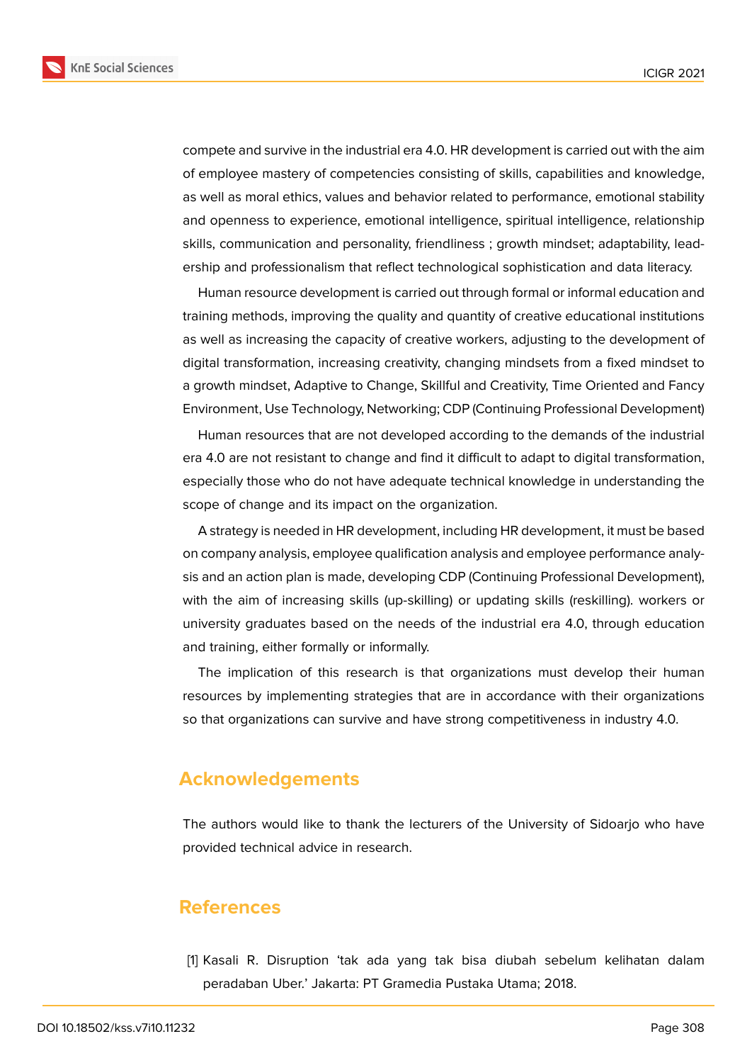compete and survive in the industrial era 4.0. HR development is carried out with the aim of employee mastery of competencies consisting of skills, capabilities and knowledge, as well as moral ethics, values and behavior related to performance, emotional stability and openness to experience, emotional intelligence, spiritual intelligence, relationship skills, communication and personality, friendliness ; growth mindset; adaptability, leadership and professionalism that reflect technological sophistication and data literacy.

Human resource development is carried out through formal or informal education and training methods, improving the quality and quantity of creative educational institutions as well as increasing the capacity of creative workers, adjusting to the development of digital transformation, increasing creativity, changing mindsets from a fixed mindset to a growth mindset, Adaptive to Change, Skillful and Creativity, Time Oriented and Fancy Environment, Use Technology, Networking; CDP (Continuing Professional Development)

Human resources that are not developed according to the demands of the industrial era 4.0 are not resistant to change and find it difficult to adapt to digital transformation, especially those who do not have adequate technical knowledge in understanding the scope of change and its impact on the organization.

A strategy is needed in HR development, including HR development, it must be based on company analysis, employee qualification analysis and employee performance analysis and an action plan is made, developing CDP (Continuing Professional Development), with the aim of increasing skills (up-skilling) or updating skills (reskilling). workers or university graduates based on the needs of the industrial era 4.0, through education and training, either formally or informally.

The implication of this research is that organizations must develop their human resources by implementing strategies that are in accordance with their organizations so that organizations can survive and have strong competitiveness in industry 4.0.

## Acknowledgements

The authors would like to thank the lecturers of the University of Sidoarjo who have provided technical advice in research.

## References

[1] Kasali R. Disruption 'tak ada yang tak bisa diubah sebelum kelihatan dalam peradaban Uber.' Jakarta: PT Gramedia Pustaka Utama; 2018.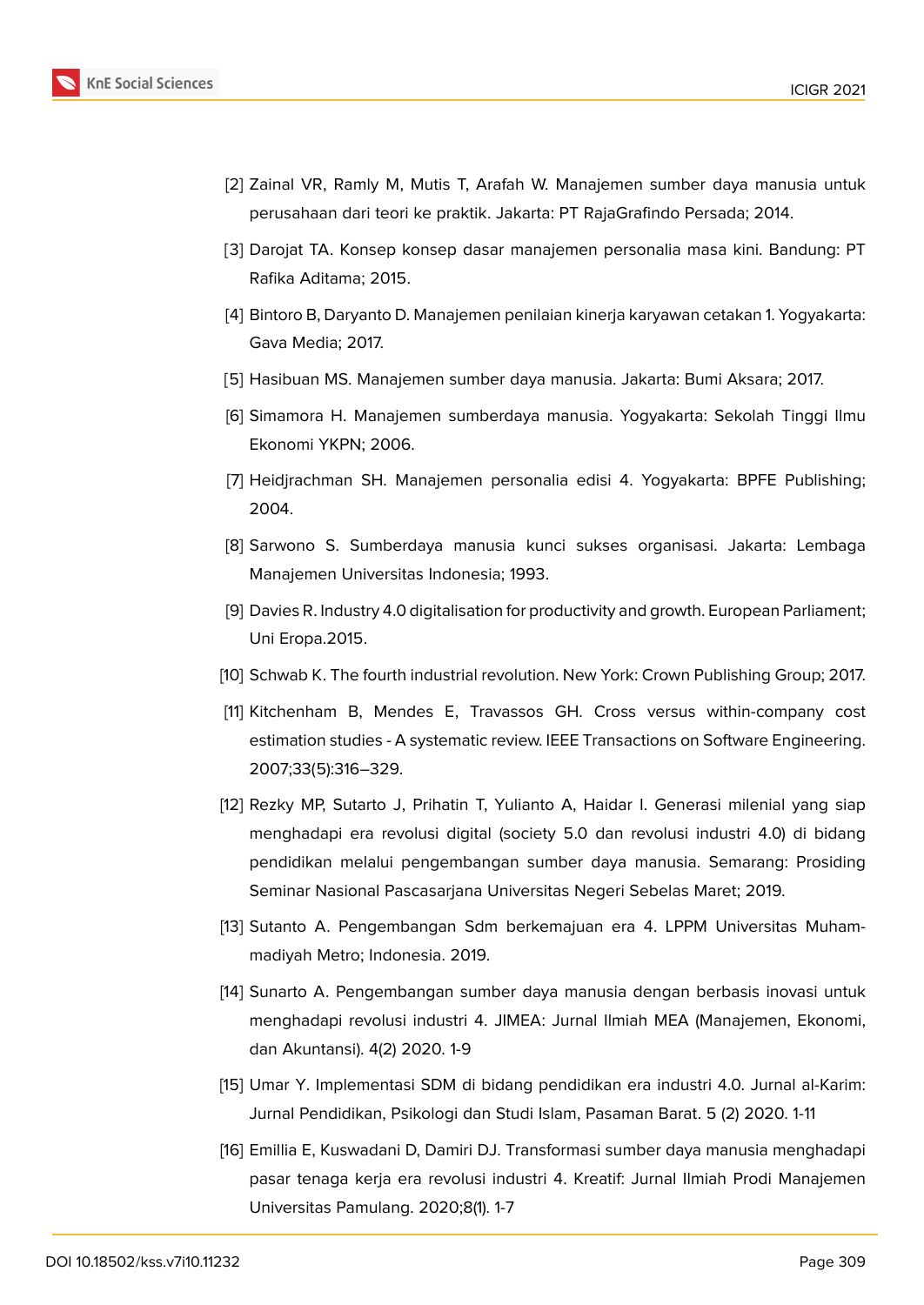[2] Zainal VR, Ramly M, Mutis T, Arafah W. Manajemen sumber daya manusia untuk perusahaan dari teori ke praktik. Jakarta: PT RajaGrafindo Persada; 2014.

[3] Darojat TA. Konsep konsep dasar manajemen personalia masa kini. Bandung: PT Rafika Aditama; 2015.

[4] Bintoro B, Daryanto D. Manajemen penilaian kinerja karyawan cetakan 1. Yogyakarta: Gava Media; 2017.

[5] Hasibuan MS. Manajemen sumber daya manusia. Jakarta: Bumi Aksara; 2017.

[6] Simamora H. Manajemen sumberdaya manusia. Yogyakarta: Sekolah Tinggi Ilmu Ekonomi YKPN; 2006.

[7] Heidjrachman SH. Manajemen personalia edisi 4. Yogyakarta: BPFE Publishing; 2004.

[8] Sarwono S. Sumberdaya manusia kunci sukses organisasi. Jakarta: Lembaga Manajemen Universitas Indonesia; 1993.

[9] Davies R. Industry 4.0 digitalisation for productivity and growth. European Parliament; Uni Eropa.2015.

[10] Schwab K. The fourth industrial revolution. New York: Crown Publishing Group; 2017.

[11] Kitchenham B, Mendes E, Travassos GH. Cross versus within-company cost estimation studies - A systematic review. IEEE Transactions on Software Engineering. 2007;33(5):316–329.

[12] Rezky MP, Sutarto J, Prihatin T, Yulianto A, Haidar I. Generasi milenial yang siap menghadapi era revolusi digital (society 5.0 dan revolusi industri 4.0) di bidang pendidikan melalui pengembangan sumber daya manusia. Semarang: Prosiding Seminar Nasional Pascasarjana Universitas Negeri Sebelas Maret; 2019.

[13] Sutanto A. Pengembangan Sdm berkemajuan era 4. LPPM Universitas Muhammadiyah Metro; Indonesia. 2019.

[14] Sunarto A. Pengembangan sumber daya manusia dengan berbasis inovasi untuk menghadapi revolusi industri 4. JIMEA: Jurnal Ilmiah MEA (Manajemen, Ekonomi, dan Akuntansi). 4(2) 2020. 1-9

[15] Umar Y. Implementasi SDM di bidang pendidikan era industri 4.0. Jurnal al-Karim: Jurnal Pendidikan, Psikologi dan Studi Islam, Pasaman Barat. 5 (2) 2020. 1-11

[16] Emillia E, Kuswadani D, Damiri DJ. Transformasi sumber daya manusia menghadapi pasar tenaga kerja era revolusi industri 4. Kreatif: Jurnal Ilmiah Prodi Manajemen Universitas Pamulang. 2020;8(1). 1-7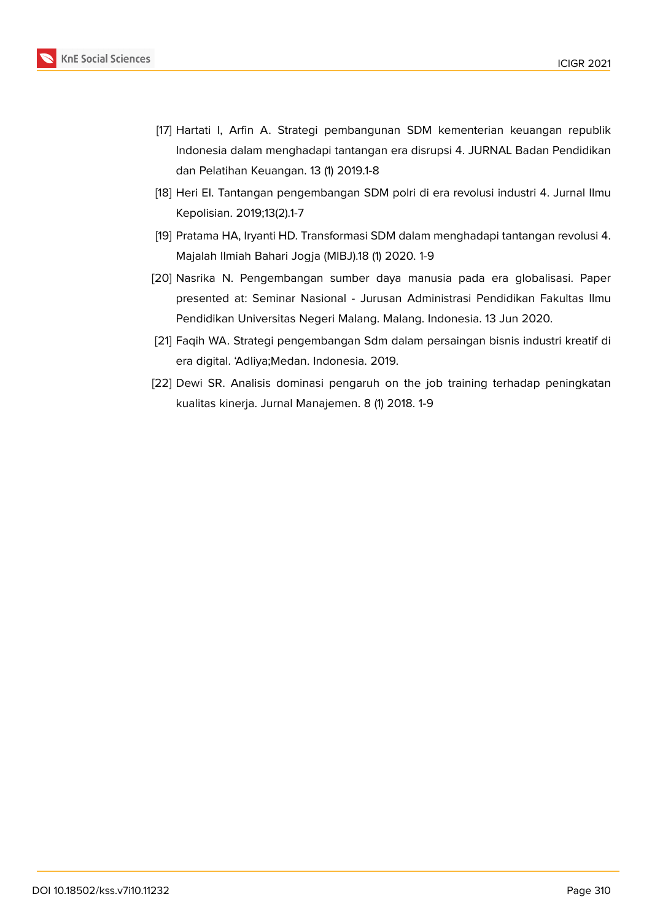[17] Hartati I, Arfin A. Strategi pembangunan SDM kementerian keuangan republik Indonesia dalam menghadapi tantangan era disrupsi 4. JURNAL Badan Pendidikan dan Pelatihan Keuangan. 13 (1) 2019.1-8

[18] Heri El. Tantangan pengembangan SDM polri di era revolusi industri 4. Jurnal Ilmu Kepolisian. 2019;13(2).1-7

[19] Pratama HA, Iryanti HD. Transformasi SDM dalam menghadapi tantangan revolusi 4. Majalah Ilmiah Bahari Jogja (MIBJ).18 (1) 2020. 1-9

[20] Nasrika N. Pengembangan sumber daya manusia pada era globalisasi. Paper presented at: Seminar Nasional - Jurusan Administrasi Pendidikan Fakultas Ilmu Pendidikan Universitas Negeri Malang. Malang. Indonesia. 13 Jun 2020.

[21] Faqih WA. Strategi pengembangan Sdm dalam persaingan bisnis industri kreatif di era digital. 'Adliya;Medan. Indonesia. 2019.

[22] Dewi SR. Analisis dominasi pengaruh on the job training terhadap peningkatan kualitas kinerja. Jurnal Manajemen. 8 (1) 2018. 1-9